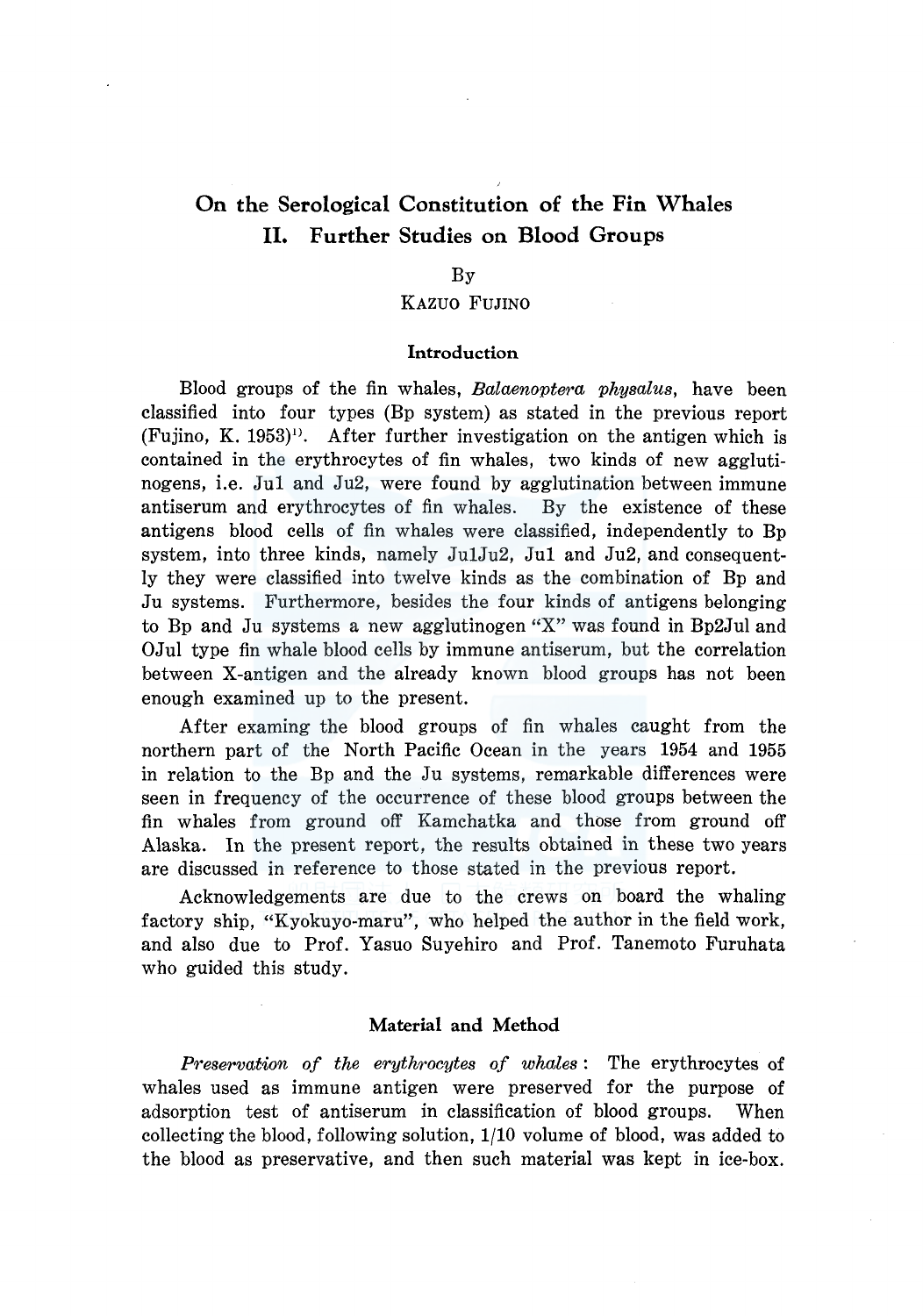# On the Serological Constitution of the Fin Whales
## II. Further Studies on Blood Groups

By

KAZUO FUJINO

### Introduction

Blood groups of the fin whales, *Balaenoptera physalus*, have been classified into four types (Bp system) as stated in the previous report (Fujino, K. 1953)[1]. After further investigation on the antigen which is contained in the erythrocytes of fin whales, two kinds of new agglutinogens, i.e. Ju1 and Ju2, were found by agglutination between immune antiserum and erythrocytes of fin whales. By the existence of these antigens blood cells of fin whales were classified, independently to Bp system, into three kinds, namely Ju1Ju2, Ju1 and Ju2, and consequently they were classified into twelve kinds as the combination of Bp and Ju systems. Furthermore, besides the four kinds of antigens belonging to Bp and Ju systems a new agglutinogen "X" was found in Bp2Ju1 and OJu1 type fin whale blood cells by immune antiserum, but the correlation between X-antigen and the already known blood groups has not been enough examined up to the present.

After examing the blood groups of fin whales caught from the northern part of the North Pacific Ocean in the years 1954 and 1955 in relation to the Bp and the Ju systems, remarkable differences were seen in frequency of the occurrence of these blood groups between the fin whales from ground off Kamchatka and those from ground off Alaska. In the present report, the results obtained in these two years are discussed in reference to those stated in the previous report.

Acknowledgements are due to the crews on board the whaling factory ship, "Kyokuyo-maru", who helped the author in the field work, and also due to Prof. Yasuo Suyehiro and Prof. Tanemoto Furuhata who guided this study.

### Material and Method

*Preservation of the erythrocytes of whales*: The erythrocytes of whales used as immune antigen were preserved for the purpose of adsorption test of antiserum in classification of blood groups. When collecting the blood, following solution, 1/10 volume of blood, was added to the blood as preservative, and then such material was kept in ice-box.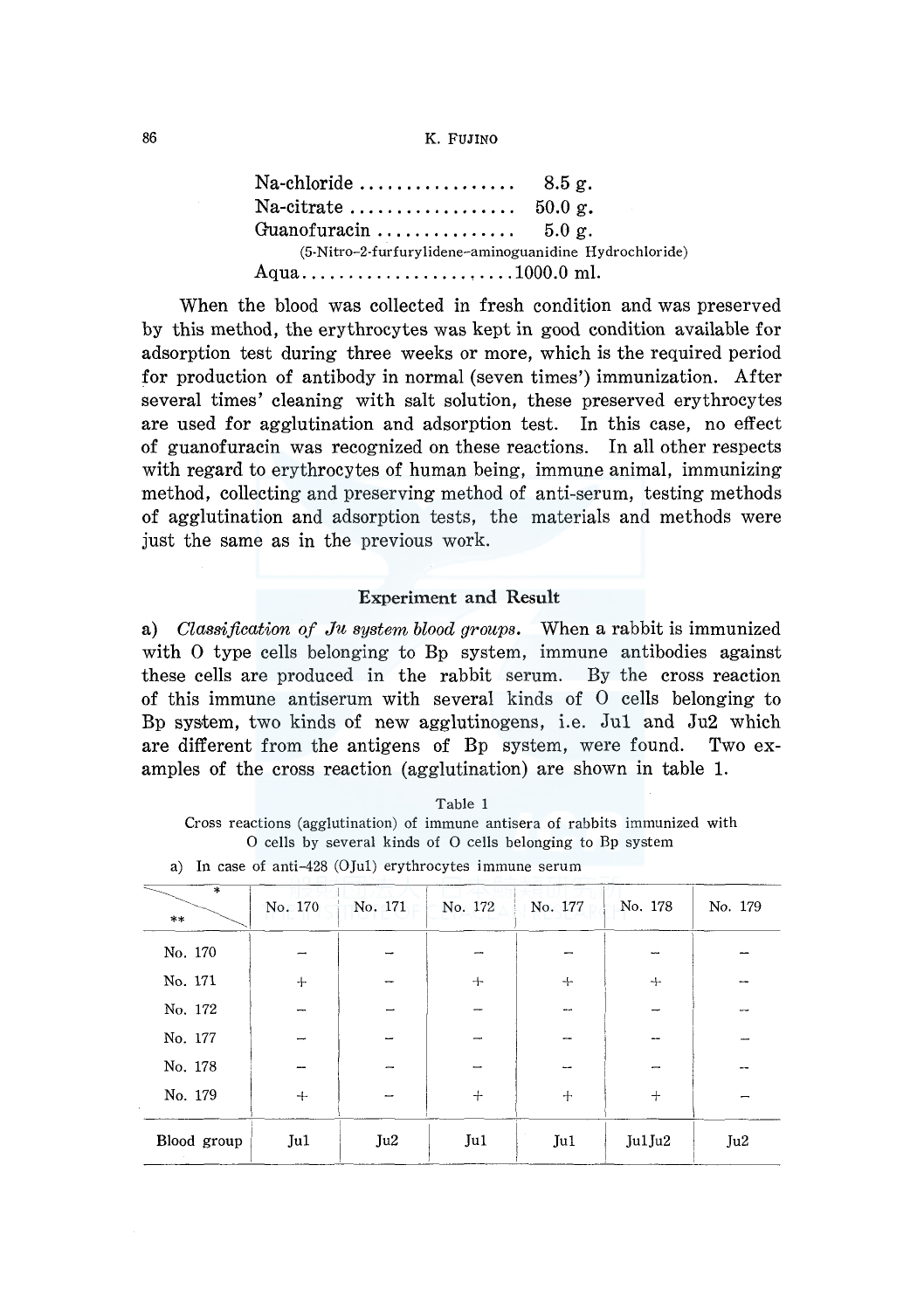| | |
|---|---|
| Na-chloride ................. | 8.5 g. |
| Na-citrate .................. | 50.0 g. |
| Guanofuracin ............... | 5.0 g. |
| (5-Nitro-2-furfurylidene-aminoguanidine Hydrochloride) | |
| Aqua........................ | 1000.0 ml. |

When the blood was collected in fresh condition and was preserved by this method, the erythrocytes was kept in good condition available for adsorption test during three weeks or more, which is the required period for production of antibody in normal (seven times') immunization. After several times' cleaning with salt solution, these preserved erythrocytes are used for agglutination and adsorption test. In this case, no effect of guanofuracin was recognized on these reactions. In all other respects with regard to erythrocytes of human being, immune animal, immunizing method, collecting and preserving method of anti-serum, testing methods of agglutination and adsorption tests, the materials and methods were just the same as in the previous work.

## Experiment and Result

a) *Classification of Ju system blood groups.* When a rabbit is immunized with O type cells belonging to Bp system, immune antibodies against these cells are produced in the rabbit serum. By the cross reaction of this immune antiserum with several kinds of O cells belonging to Bp system, two kinds of new agglutinogens, i.e. Ju1 and Ju2 which are different from the antigens of Bp system, were found. Two examples of the cross reaction (agglutination) are shown in table 1.

Table 1
Cross reactions (agglutination) of immune antisera of rabbits immunized with O cells by several kinds of O cells belonging to Bp system

a) In case of anti-428 (OJu1) erythrocytes immune serum

| * / ** | No. 170 | No. 171 | No. 172 | No. 177 | No. 178 | No. 179 |
|---|---|---|---|---|---|---|
| No. 170 | − | − | − | − | − | − |
| No. 171 | + | − | + | + | + | − |
| No. 172 | − | − | − | − | − | − |
| No. 177 | − | − | − | − | − | − |
| No. 178 | − | − | − | − | − | − |
| No. 179 | + | − | + | + | + | − |
| Blood group | Ju1 | Ju2 | Ju1 | Ju1 | Ju1Ju2 | Ju2 |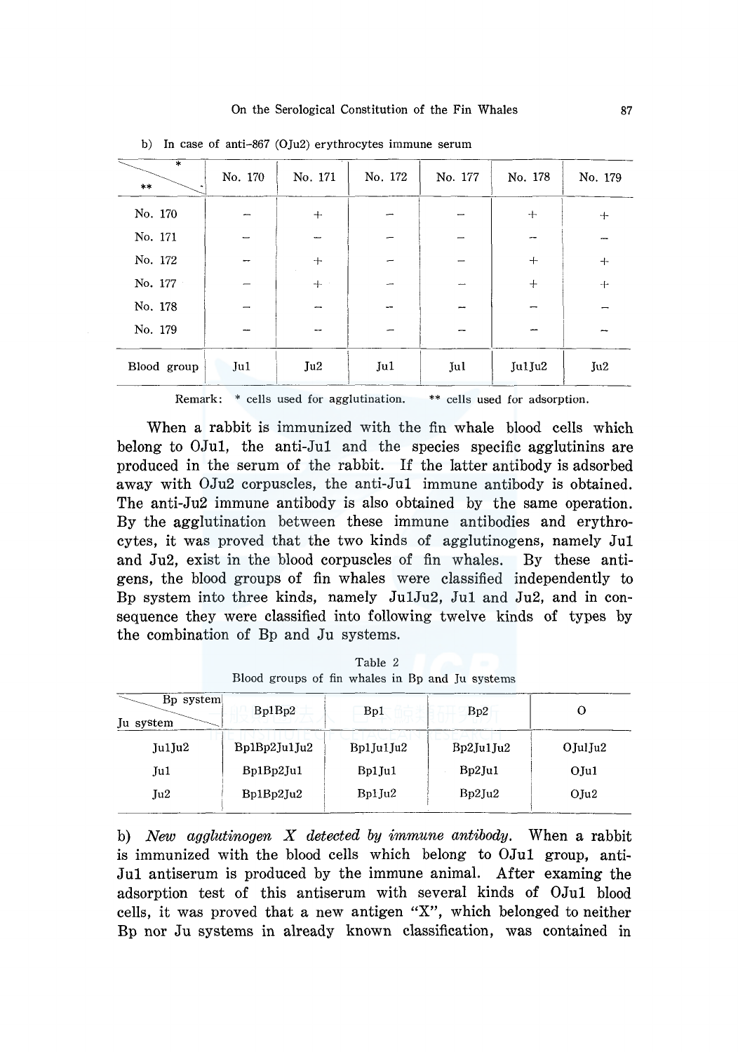b) In case of anti-867 (OJu2) erythrocytes immune serum

| ** \ * | No. 170 | No. 171 | No. 172 | No. 177 | No. 178 | No. 179 |
|---|---|---|---|---|---|---|
| No. 170 | − | + | − | − | + | + |
| No. 171 | − | − | − | − | − | − |
| No. 172 | − | + | − | − | + | + |
| No. 177 | − | + | − | − | + | + |
| No. 178 | − | − | − | − | − | − |
| No. 179 | − | − | − | − | − | − |
| Blood group | Ju1 | Ju2 | Ju1 | Ju1 | Ju1Ju2 | Ju2 |

Remark: * cells used for agglutination. ** cells used for adsorption.

When a rabbit is immunized with the fin whale blood cells which belong to OJu1, the anti-Ju1 and the species specific agglutinins are produced in the serum of the rabbit. If the latter antibody is adsorbed away with OJu2 corpuscles, the anti-Ju1 immune antibody is obtained. The anti-Ju2 immune antibody is also obtained by the same operation. By the agglutination between these immune antibodies and erythrocytes, it was proved that the two kinds of agglutinogens, namely Ju1 and Ju2, exist in the blood corpuscles of fin whales. By these antigens, the blood groups of fin whales were classified independently to Bp system into three kinds, namely Ju1Ju2, Ju1 and Ju2, and in consequence they were classified into following twelve kinds of types by the combination of Bp and Ju systems.

Table 2
Blood groups of fin whales in Bp and Ju systems

| Ju system \ Bp system | Bp1Bp2 | Bp1 | Bp2 | O |
|---|---|---|---|---|
| Ju1Ju2 | Bp1Bp2Ju1Ju2 | Bp1Ju1Ju2 | Bp2Ju1Ju2 | OJu1Ju2 |
| Ju1 | Bp1Bp2Ju1 | Bp1Ju1 | Bp2Ju1 | OJu1 |
| Ju2 | Bp1Bp2Ju2 | Bp1Ju2 | Bp2Ju2 | OJu2 |

b) *New agglutinogen X detected by immune antibody.* When a rabbit is immunized with the blood cells which belong to OJu1 group, anti-Ju1 antiserum is produced by the immune animal. After examing the adsorption test of this antiserum with several kinds of OJu1 blood cells, it was proved that a new antigen "X", which belonged to neither Bp nor Ju systems in already known classification, was contained in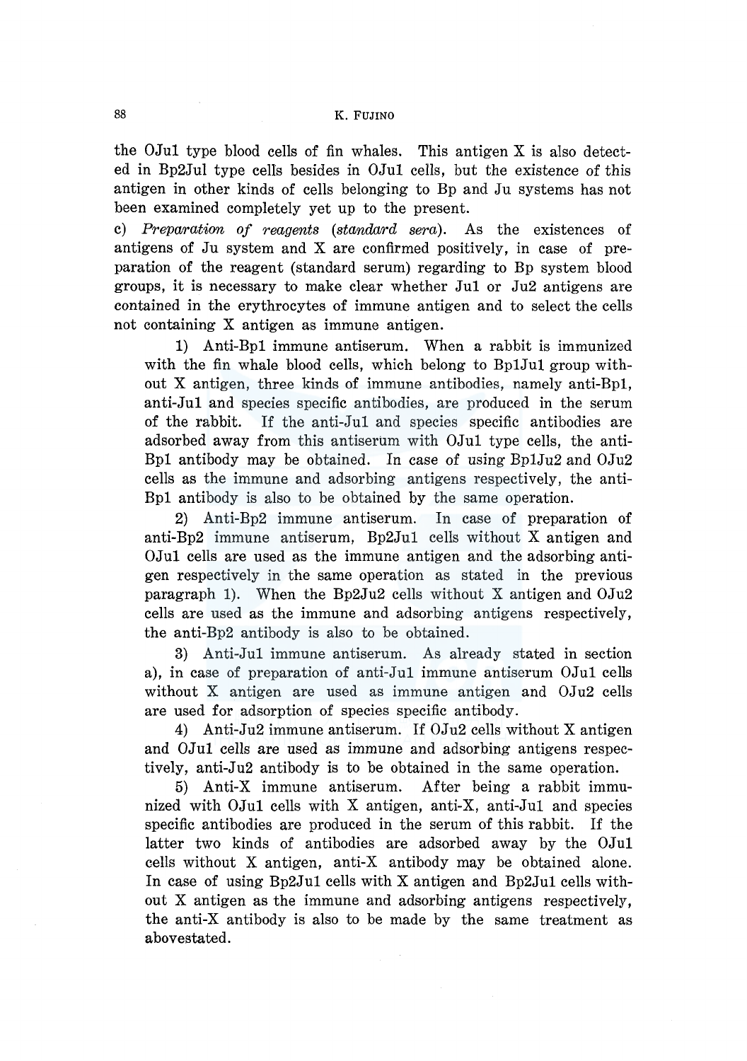the OJu1 type blood cells of fin whales. This antigen X is also detected in Bp2Ju1 type cells besides in OJu1 cells, but the existence of this antigen in other kinds of cells belonging to Bp and Ju systems has not been examined completely yet up to the present.

c) *Preparation of reagents* (*standard sera*). As the existences of antigens of Ju system and X are confirmed positively, in case of preparation of the reagent (standard serum) regarding to Bp system blood groups, it is necessary to make clear whether Ju1 or Ju2 antigens are contained in the erythrocytes of immune antigen and to select the cells not containing X antigen as immune antigen.

1) Anti-Bp1 immune antiserum. When a rabbit is immunized with the fin whale blood cells, which belong to Bp1Ju1 group without X antigen, three kinds of immune antibodies, namely anti-Bp1, anti-Ju1 and species specific antibodies, are produced in the serum of the rabbit. If the anti-Ju1 and species specific antibodies are adsorbed away from this antiserum with OJu1 type cells, the anti-Bp1 antibody may be obtained. In case of using Bp1Ju2 and OJu2 cells as the immune and adsorbing antigens respectively, the anti-Bp1 antibody is also to be obtained by the same operation.

2) Anti-Bp2 immune antiserum. In case of preparation of anti-Bp2 immune antiserum, Bp2Ju1 cells without X antigen and OJu1 cells are used as the immune antigen and the adsorbing antigen respectively in the same operation as stated in the previous paragraph 1). When the Bp2Ju2 cells without X antigen and OJu2 cells are used as the immune and adsorbing antigens respectively, the anti-Bp2 antibody is also to be obtained.

3) Anti-Ju1 immune antiserum. As already stated in section a), in case of preparation of anti-Ju1 immune antiserum OJu1 cells without X antigen are used as immune antigen and OJu2 cells are used for adsorption of species specific antibody.

4) Anti-Ju2 immune antiserum. If OJu2 cells without X antigen and OJu1 cells are used as immune and adsorbing antigens respectively, anti-Ju2 antibody is to be obtained in the same operation.

5) Anti-X immune antiserum. After being a rabbit immunized with OJu1 cells with X antigen, anti-X, anti-Ju1 and species specific antibodies are produced in the serum of this rabbit. If the latter two kinds of antibodies are adsorbed away by the OJu1 cells without X antigen, anti-X antibody may be obtained alone. In case of using Bp2Ju1 cells with X antigen and Bp2Ju1 cells without X antigen as the immune and adsorbing antigens respectively, the anti-X antibody is also to be made by the same treatment as abovestated.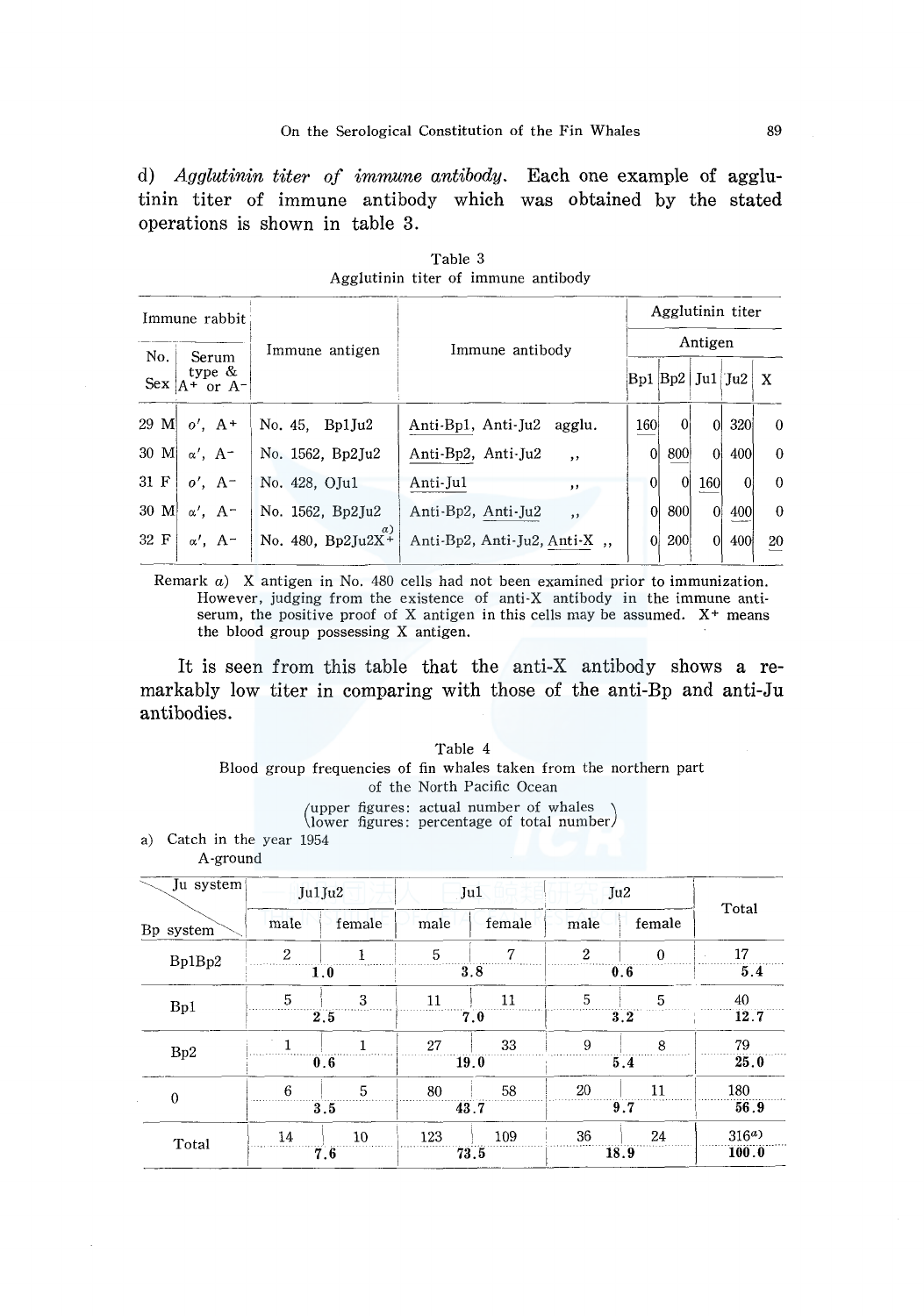d) *Agglutinin titer of immune antibody.* Each one example of agglutinin titer of immune antibody which was obtained by the stated operations is shown in table 3.

Table 3
Agglutinin titer of immune antibody

| Immune rabbit | | Immune antigen | Immune antibody | Agglutinin titer | | | | |
|---|---|---|---|---|---|---|---|---|
| | | | | Antigen | | | | |
| No. Sex | Serum type & A+ or A- | | | Bp1 | Bp2 | Ju1 | Ju2 | X |
| 29 M | o', A+ | No. 45, Bp1Ju2 | Anti-Bp1, Anti-Ju2 agglu. | 160 | 0 | 0 | 320 | 0 |
| 30 M | α', A- | No. 1562, Bp2Ju2 | Anti-Bp2, Anti-Ju2 ,, | 0 | 800 | 0 | 400 | 0 |
| 31 F | o', A- | No. 428, OJu1 | Anti-Ju1 ,, | 0 | 0 | 160 | 0 | 0 |
| 30 M | α', A- | No. 1562, Bp2Ju2 | Anti-Bp2, Anti-Ju2 ,, | 0 | 800 | 0 | 400 | 0 |
| 32 F | α', A- | No. 480, Bp2Ju2X+ [a)] | Anti-Bp2, Anti-Ju2, Anti-X ,, | 0 | 200 | 0 | 400 | 20 |

Remark a) X antigen in No. 480 cells had not been examined prior to immunization. However, judging from the existence of anti-X antibody in the immune antiserum, the positive proof of X antigen in this cells may be assumed. X+ means the blood group possessing X antigen.

It is seen from this table that the anti-X antibody shows a remarkably low titer in comparing with those of the anti-Bp and anti-Ju antibodies.

Table 4
Blood group frequencies of fin whales taken from the northern part of the North Pacific Ocean
(upper figures: actual number of whales; lower figures: percentage of total number)

a) Catch in the year 1954
A-ground

| Bp system \ Ju system | Ju1Ju2 male | Ju1Ju2 female | Ju1 male | Ju1 female | Ju2 male | Ju2 female | Total |
|---|---|---|---|---|---|---|---|
| Bp1Bp2 | 2 | 1 | 5 | 7 | 2 | 0 | 17 |
| | 1.0 | | 3.8 | | 0.6 | | 5.4 |
| Bp1 | 5 | 3 | 11 | 11 | 5 | 5 | 40 |
| | 2.5 | | 7.0 | | 3.2 | | 12.7 |
| Bp2 | 1 | 1 | 27 | 33 | 9 | 8 | 79 |
| | 0.6 | | 19.0 | | 5.4 | | 25.0 |
| 0 | 6 | 5 | 80 | 58 | 20 | 11 | 180 |
| | 3.5 | | 43.7 | | 9.7 | | 56.9 |
| Total | 14 | 10 | 123 | 109 | 36 | 24 | 316[a)] |
| | 7.6 | | 73.5 | | 18.9 | | 100.0 |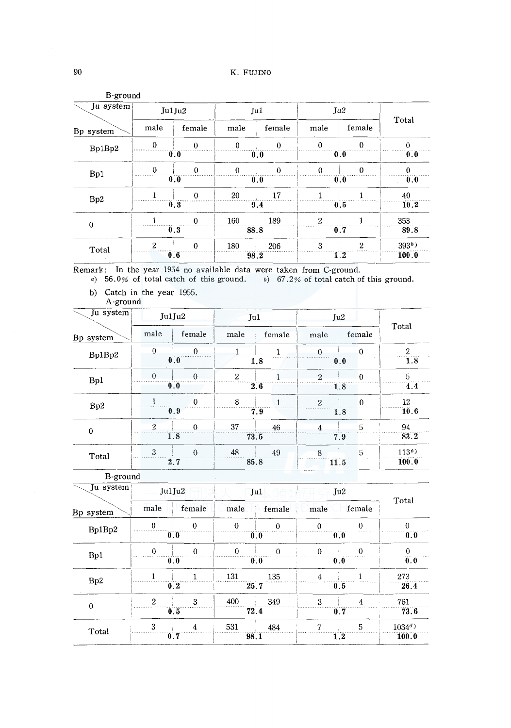B-ground

| Bp system \ Ju system | Ju1Ju2 | | Ju1 | | Ju2 | | Total |
|---|---|---|---|---|---|---|---|
| | male | female | male | female | male | female | |
| Bp1Bp2 | 0 | 0 | 0 | 0 | 0 | 0 | 0 |
| | 0.0 | | 0.0 | | 0.0 | | 0.0 |
| Bp1 | 0 | 0 | 0 | 0 | 0 | 0 | 0 |
| | 0.0 | | 0.0 | | 0.0 | | 0.0 |
| Bp2 | 1 | 0 | 20 | 17 | 1 | 1 | 40 |
| | 0.3 | | 9.4 | | 0.5 | | 10.2 |
| 0 | 1 | 0 | 160 | 189 | 2 | 1 | 353 |
| | 0.3 | | 88.8 | | 0.7 | | 89.8 |
| Total | 2 | 0 | 180 | 206 | 3 | 2 | 393[b)] |
| | 0.6 | | 98.2 | | 1.2 | | 100.0 |

Remark: In the year 1954 no available data were taken from C-ground.
*a*) 56.0% of total catch of this ground. *b*) 67.2% of total catch of this ground.

b) Catch in the year 1955.

A-ground

| Bp system \ Ju system | Ju1Ju2 | | Ju1 | | Ju2 | | Total |
|---|---|---|---|---|---|---|---|
| | male | female | male | female | male | female | |
| Bp1Bp2 | 0 | 0 | 1 | 1 | 0 | 0 | 2 |
| | 0.0 | | 1.8 | | 0.0 | | 1.8 |
| Bp1 | 0 | 0 | 2 | 1 | 2 | 0 | 5 |
| | 0.0 | | 2.6 | | 1.8 | | 4.4 |
| Bp2 | 1 | 0 | 8 | 1 | 2 | 0 | 12 |
| | 0.9 | | 7.9 | | 1.8 | | 10.6 |
| 0 | 2 | 0 | 37 | 46 | 4 | 5 | 94 |
| | 1.8 | | 73.5 | | 7.9 | | 83.2 |
| Total | 3 | 0 | 48 | 49 | 8 | 5 | 113[c)] |
| | 2.7 | | 85.8 | | 11.5 | | 100.0 |

B-ground

| Bp system \ Ju system | Ju1Ju2 | | Ju1 | | Ju2 | | Total |
|---|---|---|---|---|---|---|---|
| | male | female | male | female | male | female | |
| Bp1Bp2 | 0 | 0 | 0 | 0 | 0 | 0 | 0 |
| | 0.0 | | 0.0 | | 0.0 | | 0.0 |
| Bp1 | 0 | 0 | 0 | 0 | 0 | 0 | 0 |
| | 0.0 | | 0.0 | | 0.0 | | 0.0 |
| Bp2 | 1 | 1 | 131 | 135 | 4 | 1 | 273 |
| | 0.2 | | 25.7 | | 0.5 | | 26.4 |
| 0 | 2 | 3 | 400 | 349 | 3 | 4 | 761 |
| | 0.5 | | 72.4 | | 0.7 | | 73.6 |
| Total | 3 | 4 | 531 | 484 | 7 | 5 | 1034[d)] |
| | 0.7 | | 98.1 | | 1.2 | | 100.0 |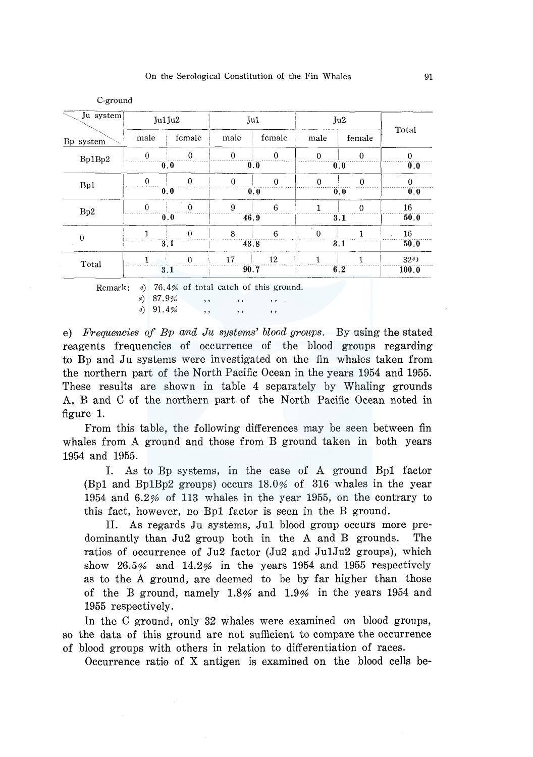C-ground

| Bp system \ Ju system | Ju1Ju2 | | Ju1 | | Ju2 | | Total |
|---|---|---|---|---|---|---|---|
| | male | female | male | female | male | female | |
| Bp1Bp2 | 0 | 0 | 0 | 0 | 0 | 0 | 0 |
| | 0.0 | | 0.0 | | 0.0 | | 0.0 |
| Bp1 | 0 | 0 | 0 | 0 | 0 | 0 | 0 |
| | 0.0 | | 0.0 | | 0.0 | | 0.0 |
| Bp2 | 0 | 0 | 9 | 6 | 1 | 0 | 16 |
| | 0.0 | | 46.9 | | 3.1 | | 50.0 |
| 0 | 1 | 0 | 8 | 6 | 0 | 1 | 16 |
| | 3.1 | | 43.8 | | 3.1 | | 50.0 |
| Total | 1 | 0 | 17 | 12 | 1 | 1 | 32[e)] |
| | 3.1 | | 90.7 | | 6.2 | | 100.0 |

Remark: c) 76.4% of total catch of this ground.
d) 87.9% ,, ,, ,,
e) 91.4% ,, ,, ,,

e) *Frequencies of Bp and Ju systems' blood groups.* By using the stated reagents frequencies of occurrence of the blood groups regarding to Bp and Ju systems were investigated on the fin whales taken from the northern part of the North Pacific Ocean in the years 1954 and 1955. These results are shown in table 4 separately by Whaling grounds A, B and C of the northern part of the North Pacific Ocean noted in figure 1.

From this table, the following differences may be seen between fin whales from A ground and those from B ground taken in both years 1954 and 1955.

I. As to Bp systems, in the case of A ground Bp1 factor (Bp1 and Bp1Bp2 groups) occurs 18.0% of 316 whales in the year 1954 and 6.2% of 113 whales in the year 1955, on the contrary to this fact, however, no Bp1 factor is seen in the B ground.

II. As regards Ju systems, Ju1 blood group occurs more predominantly than Ju2 group both in the A and B grounds. The ratios of occurrence of Ju2 factor (Ju2 and Ju1Ju2 groups), which show 26.5% and 14.2% in the years 1954 and 1955 respectively as to the A ground, are deemed to be by far higher than those of the B ground, namely 1.8% and 1.9% in the years 1954 and 1955 respectively.

In the C ground, only 32 whales were examined on blood groups, so the data of this ground are not sufficient to compare the occurrence of blood groups with others in relation to differentiation of races.

Occurrence ratio of X antigen is examined on the blood cells be-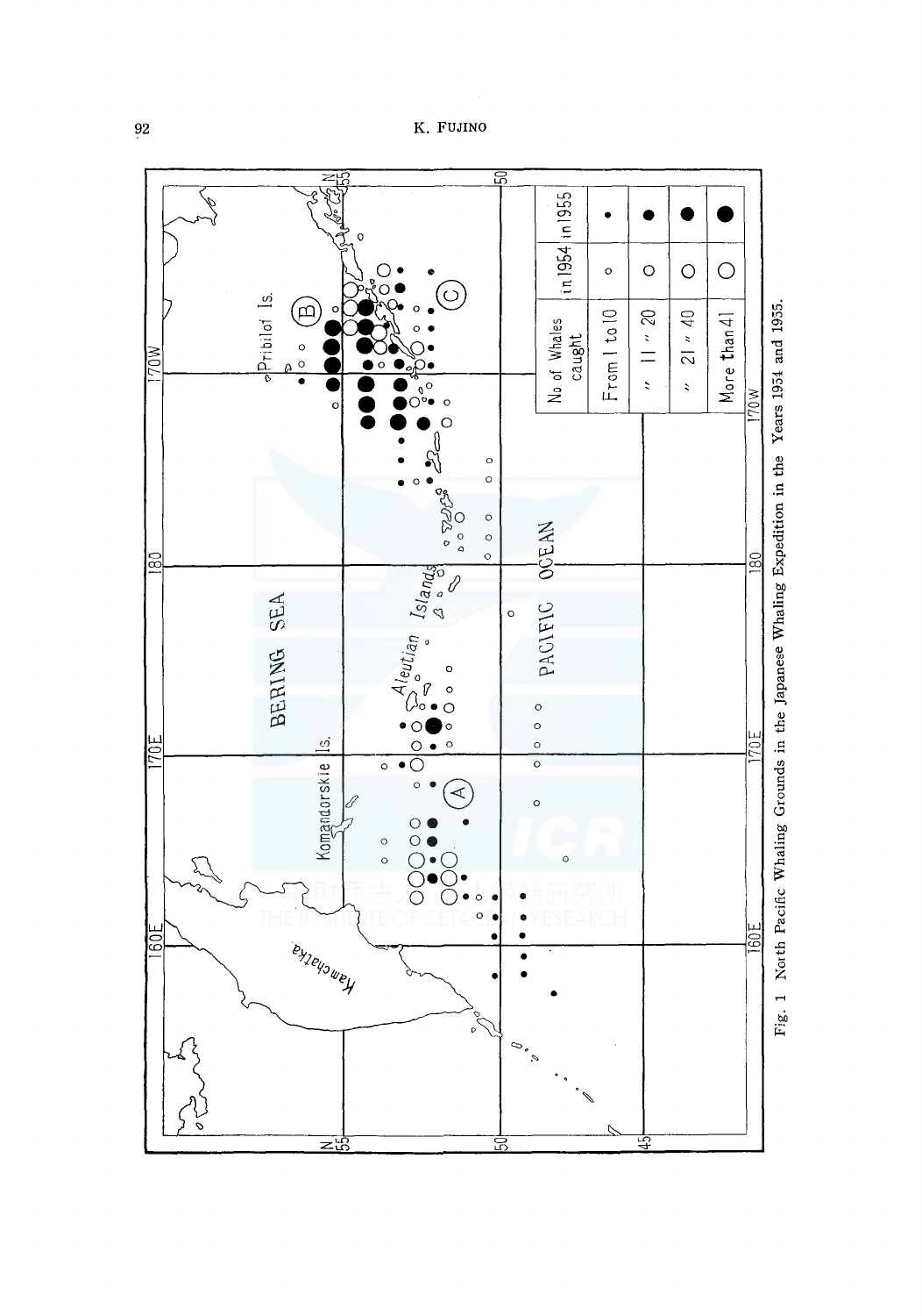Fig. 1 North Pacific Whaling Grounds in the Japanese Whaling Expedition in the Years 1954 and 1955.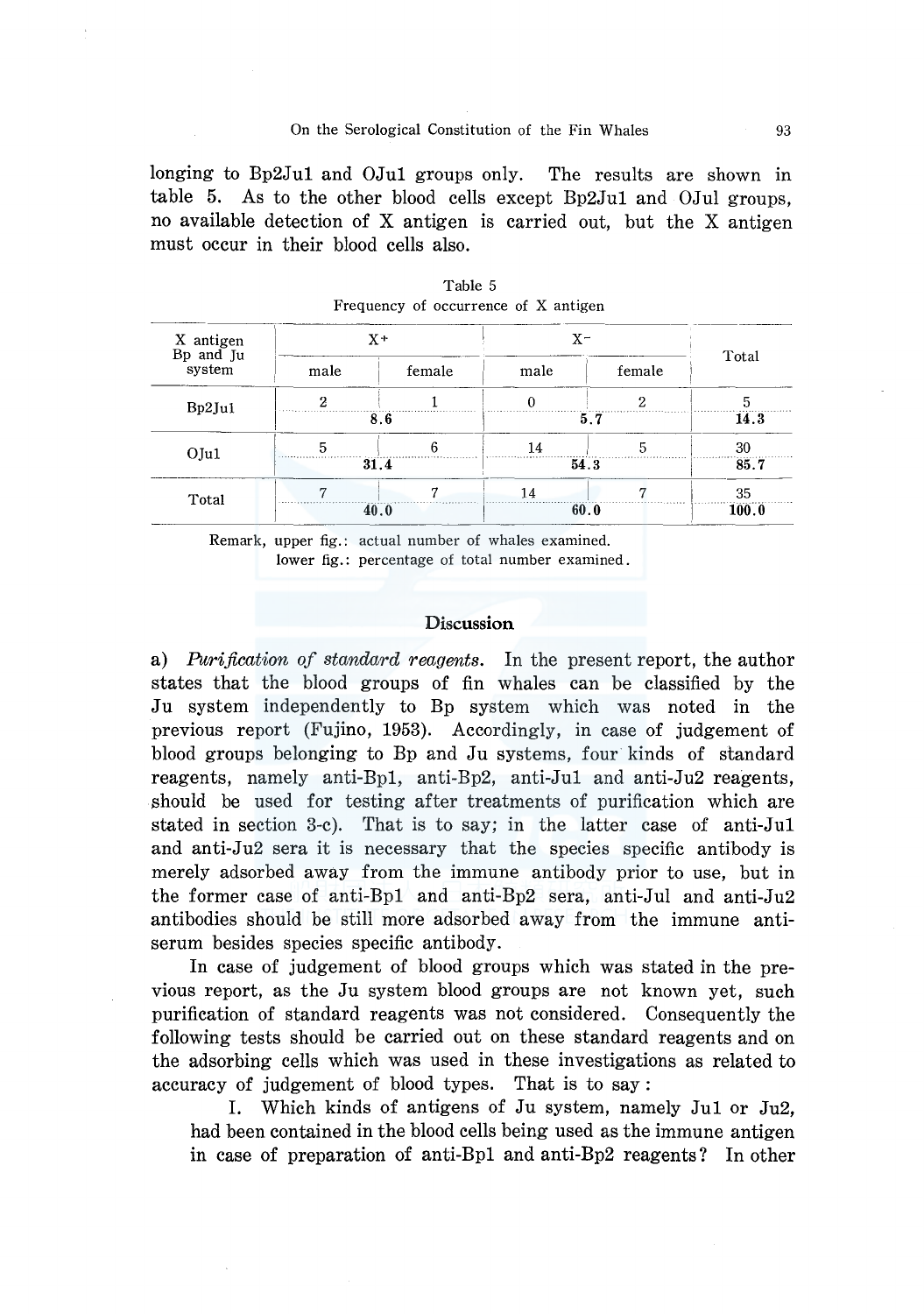longing to Bp2Ju1 and OJu1 groups only. The results are shown in table 5. As to the other blood cells except Bp2Ju1 and OJul groups, no available detection of X antigen is carried out, but the X antigen must occur in their blood cells also.

Table 5
Frequency of occurrence of X antigen

| X antigen / Bp and Ju system | X+ | | X- | | Total |
|---|---|---|---|---|---|
| | male | female | male | female | |
| Bp2Ju1 | 2 | 1 | 0 | 2 | 5 |
| | 8.6 | | 5.7 | | 14.3 |
| OJu1 | 5 | 6 | 14 | 5 | 30 |
| | 31.4 | | 54.3 | | 85.7 |
| Total | 7 | 7 | 14 | 7 | 35 |
| | 40.0 | | 60.0 | | 100.0 |

Remark, upper fig.: actual number of whales examined.
lower fig.: percentage of total number examined.

## Discussion

a) *Purification of standard reagents.* In the present report, the author states that the blood groups of fin whales can be classified by the Ju system independently to Bp system which was noted in the previous report (Fujino, 1953). Accordingly, in case of judgement of blood groups belonging to Bp and Ju systems, four kinds of standard reagents, namely anti-Bp1, anti-Bp2, anti-Ju1 and anti-Ju2 reagents, should be used for testing after treatments of purification which are stated in section 3-c). That is to say; in the latter case of anti-Ju1 and anti-Ju2 sera it is necessary that the species specific antibody is merely adsorbed away from the immune antibody prior to use, but in the former case of anti-Bp1 and anti-Bp2 sera, anti-Jul and anti-Ju2 antibodies should be still more adsorbed away from the immune anti-serum besides species specific antibody.

In case of judgement of blood groups which was stated in the previous report, as the Ju system blood groups are not known yet, such purification of standard reagents was not considered. Consequently the following tests should be carried out on these standard reagents and on the adsorbing cells which was used in these investigations as related to accuracy of judgement of blood types. That is to say :

I. Which kinds of antigens of Ju system, namely Ju1 or Ju2, had been contained in the blood cells being used as the immune antigen in case of preparation of anti-Bp1 and anti-Bp2 reagents? In other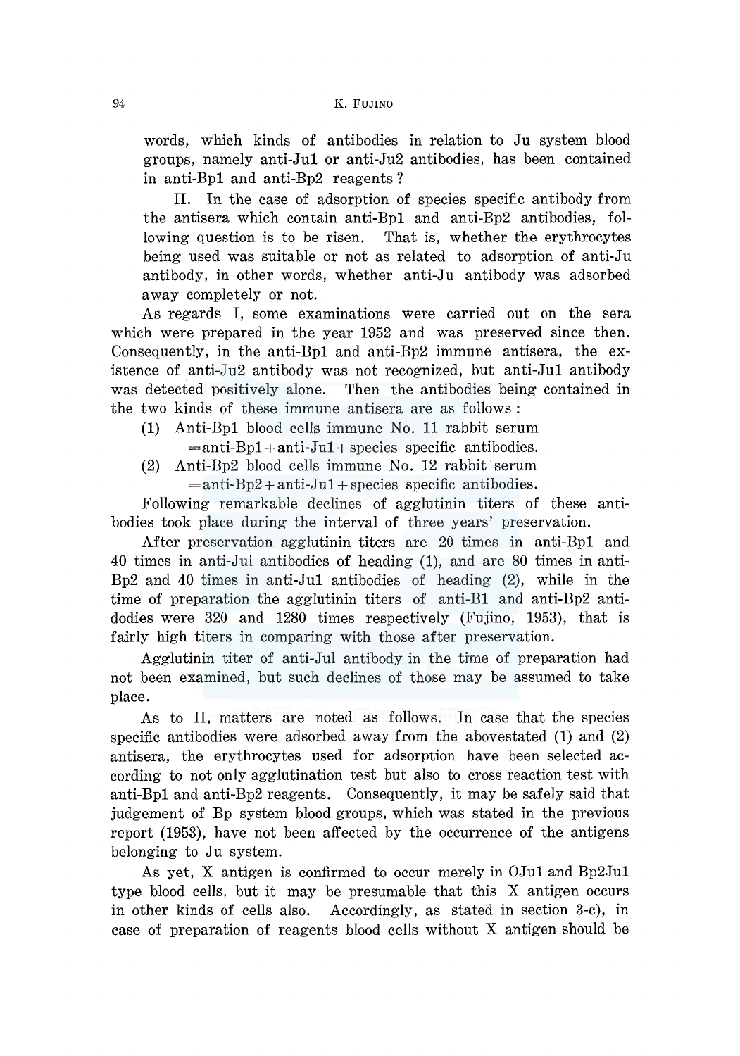words, which kinds of antibodies in relation to Ju system blood groups, namely anti-Ju1 or anti-Ju2 antibodies, has been contained in anti-Bp1 and anti-Bp2 reagents?

II. In the case of adsorption of species specific antibody from the antisera which contain anti-Bp1 and anti-Bp2 antibodies, following question is to be risen. That is, whether the erythrocytes being used was suitable or not as related to adsorption of anti-Ju antibody, in other words, whether anti-Ju antibody was adsorbed away completely or not.

As regards I, some examinations were carried out on the sera which were prepared in the year 1952 and was preserved since then. Consequently, in the anti-Bp1 and anti-Bp2 immune antisera, the existence of anti-Ju2 antibody was not recognized, but anti-Ju1 antibody was detected positively alone. Then the antibodies being contained in the two kinds of these immune antisera are as follows:

(1) Anti-Bp1 blood cells immune No. 11 rabbit serum
  =anti-Bp1+anti-Ju1+species specific antibodies.

(2) Anti-Bp2 blood cells immune No. 12 rabbit serum
  =anti-Bp2+anti-Ju1+species specific antibodies.

Following remarkable declines of agglutinin titers of these antibodies took place during the interval of three years' preservation.

After preservation agglutinin titers are 20 times in anti-Bp1 and 40 times in anti-Jul antibodies of heading (1), and are 80 times in anti-Bp2 and 40 times in anti-Ju1 antibodies of heading (2), while in the time of preparation the agglutinin titers of anti-B1 and anti-Bp2 antidodies were 320 and 1280 times respectively (Fujino, 1953), that is fairly high titers in comparing with those after preservation.

Agglutinin titer of anti-Jul antibody in the time of preparation had not been examined, but such declines of those may be assumed to take place.

As to II, matters are noted as follows. In case that the species specific antibodies were adsorbed away from the abovestated (1) and (2) antisera, the erythrocytes used for adsorption have been selected according to not only agglutination test but also to cross reaction test with anti-Bp1 and anti-Bp2 reagents. Consequently, it may be safely said that judgement of Bp system blood groups, which was stated in the previous report (1953), have not been affected by the occurrence of the antigens belonging to Ju system.

As yet, X antigen is confirmed to occur merely in OJu1 and Bp2Ju1 type blood cells, but it may be presumable that this X antigen occurs in other kinds of cells also. Accordingly, as stated in section 3-c), in case of preparation of reagents blood cells without X antigen should be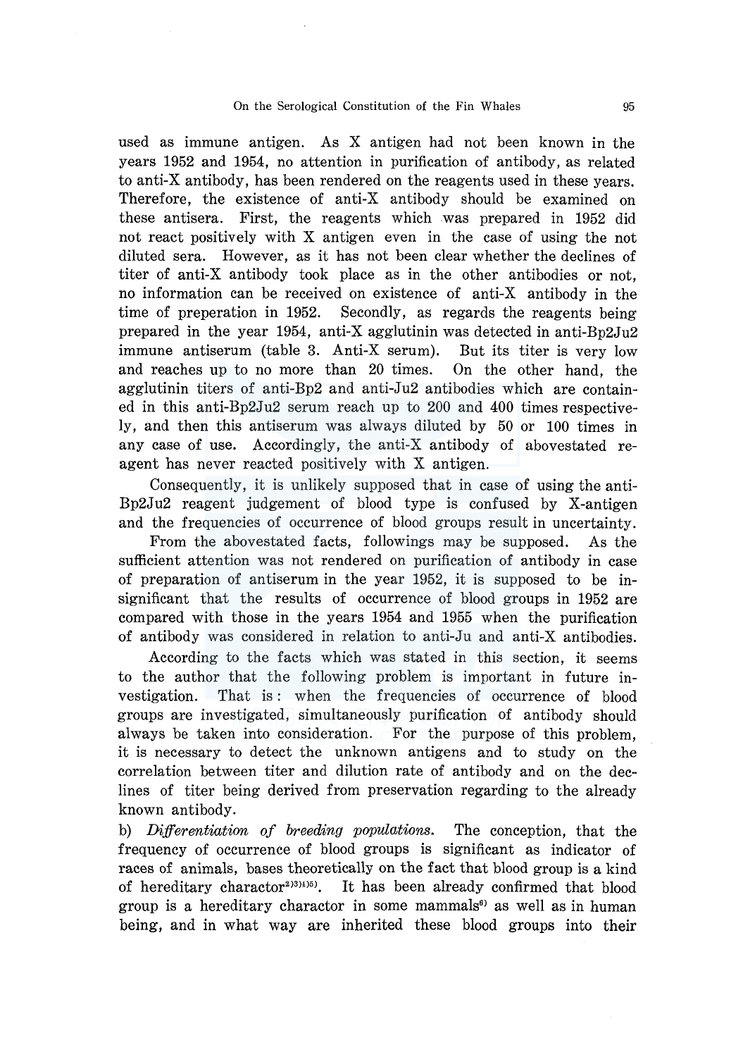used as immune antigen. As X antigen had not been known in the years 1952 and 1954, no attention in purification of antibody, as related to anti-X antibody, has been rendered on the reagents used in these years. Therefore, the existence of anti-X antibody should be examined on these antisera. First, the reagents which was prepared in 1952 did not react positively with X antigen even in the case of using the not diluted sera. However, as it has not been clear whether the declines of titer of anti-X antibody took place as in the other antibodies or not, no information can be received on existence of anti-X antibody in the time of preperation in 1952. Secondly, as regards the reagents being prepared in the year 1954, anti-X agglutinin was detected in anti-Bp2Ju2 immune antiserum (table 3. Anti-X serum). But its titer is very low and reaches up to no more than 20 times. On the other hand, the agglutinin titers of anti-Bp2 and anti-Ju2 antibodies which are contained in this anti-Bp2Ju2 serum reach up to 200 and 400 times respectively, and then this antiserum was always diluted by 50 or 100 times in any case of use. Accordingly, the anti-X antibody of abovestated reagent has never reacted positively with X antigen.

Consequently, it is unlikely supposed that in case of using the anti-Bp2Ju2 reagent judgement of blood type is confused by X-antigen and the frequencies of occurrence of blood groups result in uncertainty.

From the abovestated facts, followings may be supposed. As the sufficient attention was not rendered on purification of antibody in case of preparation of antiserum in the year 1952, it is supposed to be insignificant that the results of occurrence of blood groups in 1952 are compared with those in the years 1954 and 1955 when the purification of antibody was considered in relation to anti-Ju and anti-X antibodies.

According to the facts which was stated in this section, it seems to the author that the following problem is important in future investigation. That is: when the frequencies of occurrence of blood groups are investigated, simultaneously purification of antibody should always be taken into consideration. For the purpose of this problem, it is necessary to detect the unknown antigens and to study on the correlation between titer and dilution rate of antibody and on the declines of titer being derived from preservation regarding to the already known antibody.

b) *Differentiation of breeding populations.* The conception, that the frequency of occurrence of blood groups is significant as indicator of races of animals, bases theoretically on the fact that blood group is a kind of hereditary charactor[2)3)4)5)]. It has been already confirmed that blood group is a hereditary charactor in some mammals[6)] as well as in human being, and in what way are inherited these blood groups into their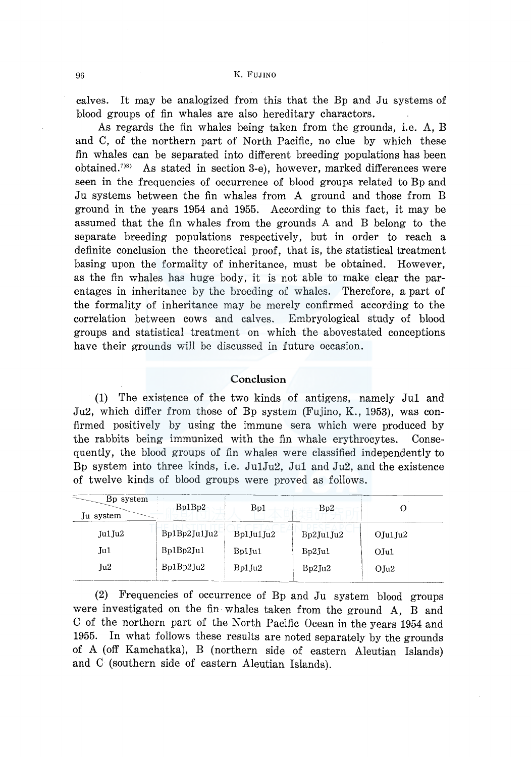calves. It may be analogized from this that the Bp and Ju systems of blood groups of fin whales are also hereditary charactors.

As regards the fin whales being taken from the grounds, i.e. A, B and C, of the northern part of North Pacific, no clue by which these fin whales can be separated into different breeding populations has been obtained.[7)8)] As stated in section 3-e), however, marked differences were seen in the frequencies of occurrence of blood groups related to Bp and Ju systems between the fin whales from A ground and those from B ground in the years 1954 and 1955. According to this fact, it may be assumed that the fin whales from the grounds A and B belong to the separate breeding populations respectively, but in order to reach a definite conclusion the theoretical proof, that is, the statistical treatment basing upon the formality of inheritance, must be obtained. However, as the fin whales has huge body, it is not able to make clear the parentages in inheritance by the breeding of whales. Therefore, a part of the formality of inheritance may be merely confirmed according to the correlation between cows and calves. Embryological study of blood groups and statistical treatment on which the abovestated conceptions have their grounds will be discussed in future occasion.

## Conclusion

(1) The existence of the two kinds of antigens, namely Ju1 and Ju2, which differ from those of Bp system (Fujino, K., 1953), was confirmed positively by using the immune sera which were produced by the rabbits being immunized with the fin whale erythrocytes. Consequently, the blood groups of fin whales were classified independently to Bp system into three kinds, i.e. Ju1Ju2, Ju1 and Ju2, and the existence of twelve kinds of blood groups were proved as follows.

| Ju system \ Bp system | Bp1Bp2 | Bp1 | Bp2 | O |
|---|---|---|---|---|
| Ju1Ju2 | Bp1Bp2Ju1Ju2 | Bp1Ju1Ju2 | Bp2Ju1Ju2 | OJu1Ju2 |
| Ju1 | Bp1Bp2Ju1 | Bp1Ju1 | Bp2Ju1 | OJu1 |
| Ju2 | Bp1Bp2Ju2 | Bp1Ju2 | Bp2Ju2 | OJu2 |

(2) Frequencies of occurrence of Bp and Ju system blood groups were investigated on the fin whales taken from the ground A, B and C of the northern part of the North Pacific Ocean in the years 1954 and 1955. In what follows these results are noted separately by the grounds of A (off Kamchatka), B (northern side of eastern Aleutian Islands) and C (southern side of eastern Aleutian Islands).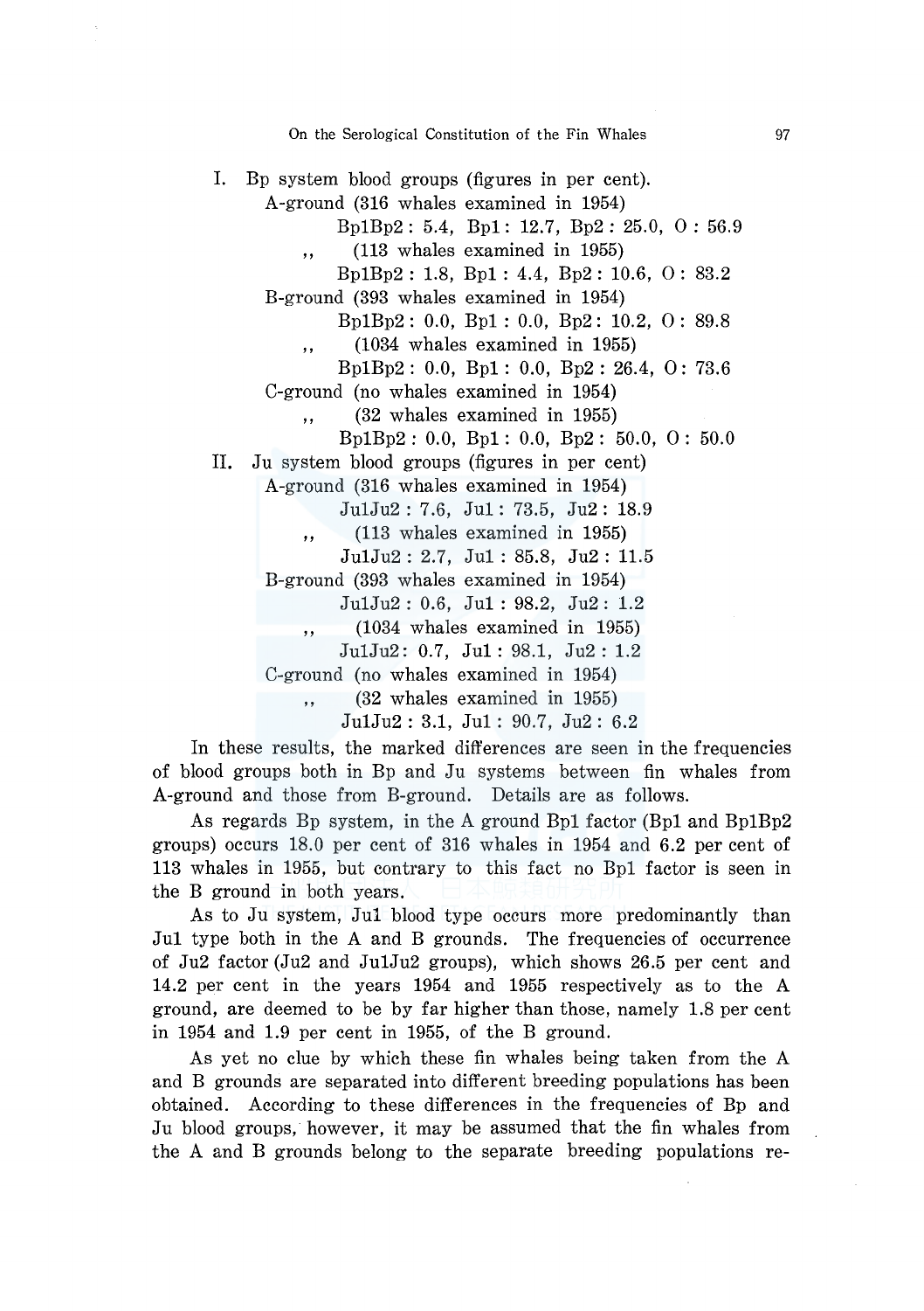I. Bp system blood groups (figures in per cent).

A-ground (316 whales examined in 1954)

Bp1Bp2 : 5.4, Bp1 : 12.7, Bp2 : 25.0, O : 56.9

,, (113 whales examined in 1955)

Bp1Bp2 : 1.8, Bp1 : 4.4, Bp2 : 10.6, O : 83.2

B-ground (393 whales examined in 1954)

Bp1Bp2 : 0.0, Bp1 : 0.0, Bp2 : 10.2, O : 89.8

,, (1034 whales examined in 1955)

Bp1Bp2 : 0.0, Bp1 : 0.0, Bp2 : 26.4, O : 73.6

C-ground (no whales examined in 1954)

,, (32 whales examined in 1955)

Bp1Bp2 : 0.0, Bp1 : 0.0, Bp2 : 50.0, O : 50.0

II. Ju system blood groups (figures in per cent)

A-ground (316 whales examined in 1954)

Ju1Ju2 : 7.6, Ju1 : 73.5, Ju2 : 18.9

,, (113 whales examined in 1955)

Ju1Ju2 : 2.7, Ju1 : 85.8, Ju2 : 11.5

B-ground (393 whales examined in 1954)

Ju1Ju2 : 0.6, Ju1 : 98.2, Ju2 : 1.2

,, (1034 whales examined in 1955)

Ju1Ju2 : 0.7, Ju1 : 98.1, Ju2 : 1.2

C-ground (no whales examined in 1954)

,, (32 whales examined in 1955)

Ju1Ju2 : 3.1, Ju1 : 90.7, Ju2 : 6.2

In these results, the marked differences are seen in the frequencies of blood groups both in Bp and Ju systems between fin whales from A-ground and those from B-ground. Details are as follows.

As regards Bp system, in the A ground Bp1 factor (Bp1 and Bp1Bp2 groups) occurs 18.0 per cent of 316 whales in 1954 and 6.2 per cent of 113 whales in 1955, but contrary to this fact no Bp1 factor is seen in the B ground in both years.

As to Ju system, Ju1 blood type occurs more predominantly than Ju1 type both in the A and B grounds. The frequencies of occurrence of Ju2 factor (Ju2 and Ju1Ju2 groups), which shows 26.5 per cent and 14.2 per cent in the years 1954 and 1955 respectively as to the A ground, are deemed to be by far higher than those, namely 1.8 per cent in 1954 and 1.9 per cent in 1955, of the B ground.

As yet no clue by which these fin whales being taken from the A and B grounds are separated into different breeding populations has been obtained. According to these differences in the frequencies of Bp and Ju blood groups, however, it may be assumed that the fin whales from the A and B grounds belong to the separate breeding populations re-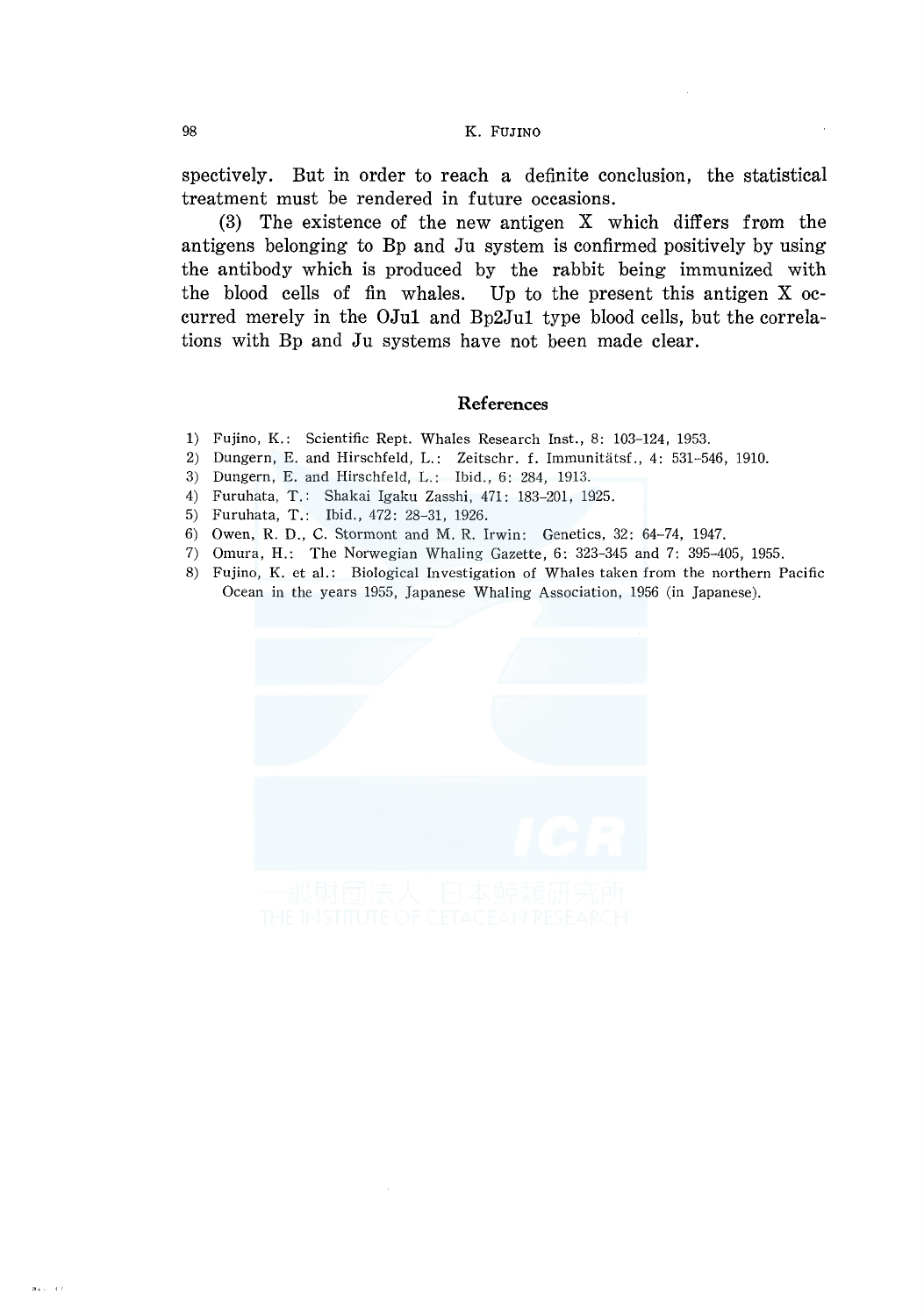spectively. But in order to reach a definite conclusion, the statistical treatment must be rendered in future occasions.

(3) The existence of the new antigen X which differs from the antigens belonging to Bp and Ju system is confirmed positively by using the antibody which is produced by the rabbit being immunized with the blood cells of fin whales. Up to the present this antigen X occurred merely in the OJu1 and Bp2Ju1 type blood cells, but the correlations with Bp and Ju systems have not been made clear.

## References

1) Fujino, K.: Scientific Rept. Whales Research Inst., 8: 103–124, 1953.
2) Dungern, E. and Hirschfeld, L.: Zeitschr. f. Immunitätsf., 4: 531–546, 1910.
3) Dungern, E. and Hirschfeld, L.: Ibid., 6: 284, 1913.
4) Furuhata, T.: Shakai Igaku Zasshi, 471: 183–201, 1925.
5) Furuhata, T.: Ibid., 472: 28–31, 1926.
6) Owen, R. D., C. Stormont and M. R. Irwin: Genetics, 32: 64–74, 1947.
7) Omura, H.: The Norwegian Whaling Gazette, 6: 323–345 and 7: 395–405, 1955.
8) Fujino, K. et al.: Biological Investigation of Whales taken from the northern Pacific Ocean in the years 1955, Japanese Whaling Association, 1956 (in Japanese).